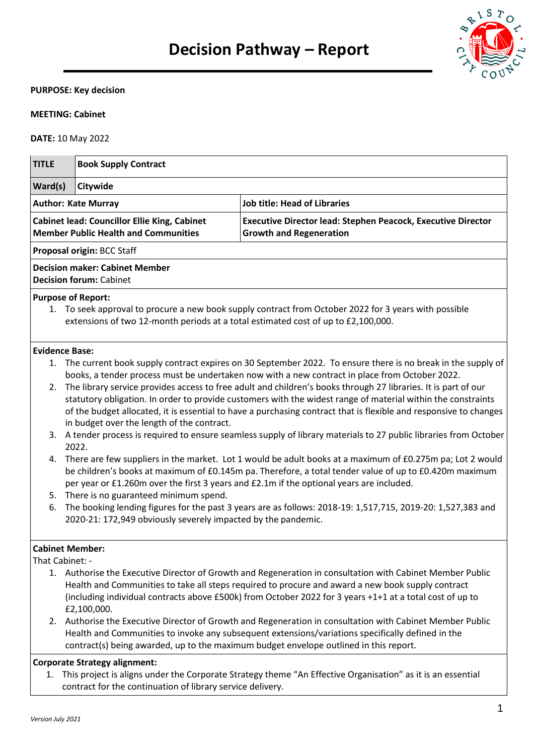# Decision Pathway – Report

**PURPOSE: Key decision**

**MEETING: Cabinet**

**DATE:** 10 May 2022

| **TITLE** | **Book Supply Contract** |
|---|---|
| **Ward(s)** | **Citywide** |
| **Author: Kate Murray** | **Job title: Head of Libraries** |
| **Cabinet lead: Councillor Ellie King, Cabinet Member Public Health and Communities** | **Executive Director lead: Stephen Peacock, Executive Director Growth and Regeneration** |

**Proposal origin:** BCC Staff

**Decision maker: Cabinet Member**
**Decision forum:** Cabinet

**Purpose of Report:**

1. To seek approval to procure a new book supply contract from October 2022 for 3 years with possible extensions of two 12-month periods at a total estimated cost of up to £2,100,000.

**Evidence Base:**

1. The current book supply contract expires on 30 September 2022. To ensure there is no break in the supply of books, a tender process must be undertaken now with a new contract in place from October 2022.
2. The library service provides access to free adult and children's books through 27 libraries. It is part of our statutory obligation. In order to provide customers with the widest range of material within the constraints of the budget allocated, it is essential to have a purchasing contract that is flexible and responsive to changes in budget over the length of the contract.
3. A tender process is required to ensure seamless supply of library materials to 27 public libraries from October 2022.
4. There are few suppliers in the market. Lot 1 would be adult books at a maximum of £0.275m pa; Lot 2 would be children's books at maximum of £0.145m pa. Therefore, a total tender value of up to £0.420m maximum per year or £1.260m over the first 3 years and £2.1m if the optional years are included.
5. There is no guaranteed minimum spend.
6. The booking lending figures for the past 3 years are as follows: 2018-19: 1,517,715, 2019-20: 1,527,383 and 2020-21: 172,949 obviously severely impacted by the pandemic.

**Cabinet Member:**

That Cabinet: -

1. Authorise the Executive Director of Growth and Regeneration in consultation with Cabinet Member Public Health and Communities to take all steps required to procure and award a new book supply contract (including individual contracts above £500k) from October 2022 for 3 years +1+1 at a total cost of up to £2,100,000.
2. Authorise the Executive Director of Growth and Regeneration in consultation with Cabinet Member Public Health and Communities to invoke any subsequent extensions/variations specifically defined in the contract(s) being awarded, up to the maximum budget envelope outlined in this report.

**Corporate Strategy alignment:**

1. This project is aligns under the Corporate Strategy theme "An Effective Organisation" as it is an essential contract for the continuation of library service delivery.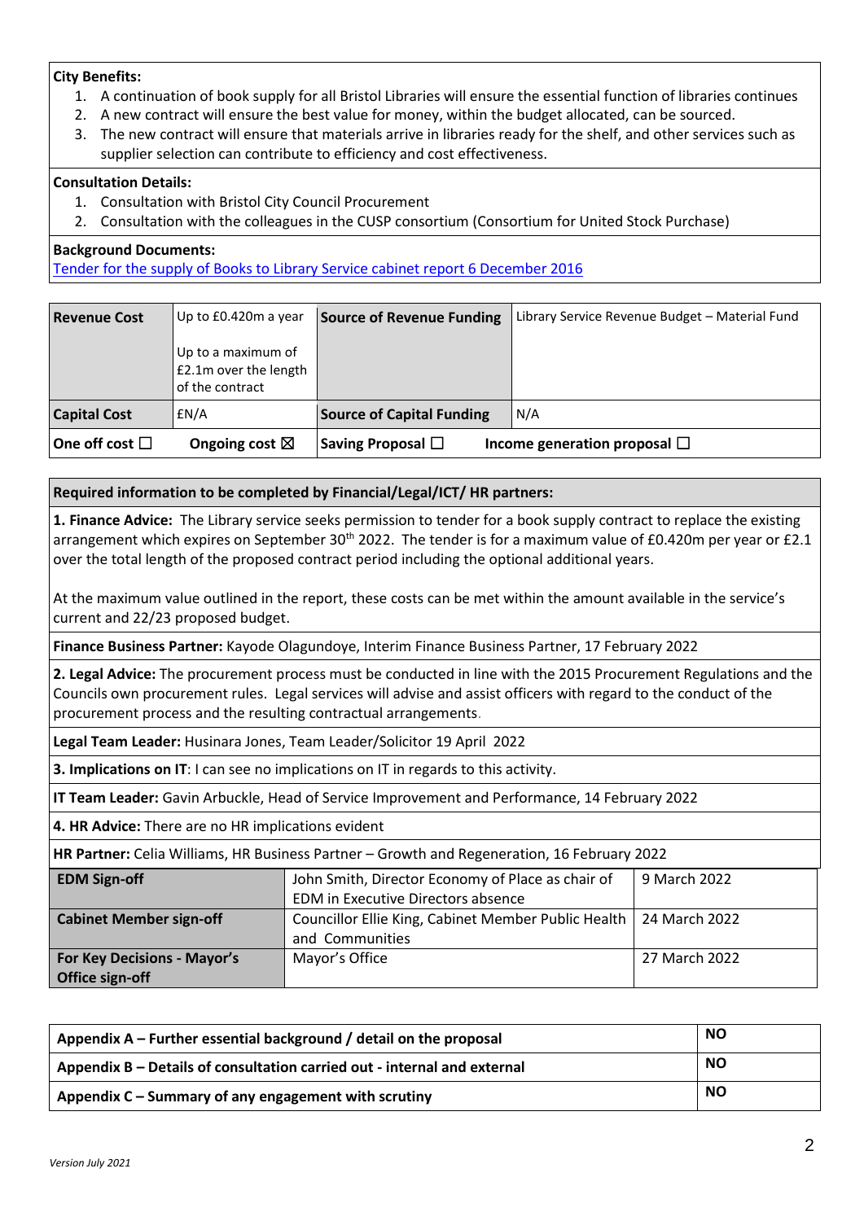**City Benefits:**

1. A continuation of book supply for all Bristol Libraries will ensure the essential function of libraries continues
2. A new contract will ensure the best value for money, within the budget allocated, can be sourced.
3. The new contract will ensure that materials arrive in libraries ready for the shelf, and other services such as supplier selection can contribute to efficiency and cost effectiveness.

**Consultation Details:**

1. Consultation with Bristol City Council Procurement
2. Consultation with the colleagues in the CUSP consortium (Consortium for United Stock Purchase)

**Background Documents:**

[Tender for the supply of Books to Library Service cabinet report 6 December 2016]

| **Revenue Cost** | Up to £0.420m a year<br><br>Up to a maximum of £2.1m over the length of the contract | **Source of Revenue Funding** | Library Service Revenue Budget – Material Fund |
|---|---|---|---|
| **Capital Cost** | £N/A | **Source of Capital Funding** | N/A |
| **One off cost** ☐ | **Ongoing cost** ☒ | **Saving Proposal** ☐ | **Income generation proposal** ☐ |

| **Required information to be completed by Financial/Legal/ICT/ HR partners:** |
|---|
| **1. Finance Advice:** The Library service seeks permission to tender for a book supply contract to replace the existing arrangement which expires on September 30th 2022. The tender is for a maximum value of £0.420m per year or £2.1 over the total length of the proposed contract period including the optional additional years.<br><br>At the maximum value outlined in the report, these costs can be met within the amount available in the service's current and 22/23 proposed budget. |
| **Finance Business Partner:** Kayode Olagundoye, Interim Finance Business Partner, 17 February 2022 |
| **2. Legal Advice:** The procurement process must be conducted in line with the 2015 Procurement Regulations and the Councils own procurement rules. Legal services will advise and assist officers with regard to the conduct of the procurement process and the resulting contractual arrangements. |
| **Legal Team Leader:** Husinara Jones, Team Leader/Solicitor 19 April 2022 |
| **3. Implications on IT**: I can see no implications on IT in regards to this activity. |
| **IT Team Leader:** Gavin Arbuckle, Head of Service Improvement and Performance, 14 February 2022 |
| **4. HR Advice:** There are no HR implications evident |
| **HR Partner:** Celia Williams, HR Business Partner – Growth and Regeneration, 16 February 2022 |

| | | |
|---|---|---|
| **EDM Sign-off** | John Smith, Director Economy of Place as chair of EDM in Executive Directors absence | 9 March 2022 |
| **Cabinet Member sign-off** | Councillor Ellie King, Cabinet Member Public Health and Communities | 24 March 2022 |
| **For Key Decisions - Mayor's Office sign-off** | Mayor's Office | 27 March 2022 |

| | |
|---|---|
| **Appendix A – Further essential background / detail on the proposal** | **NO** |
| **Appendix B – Details of consultation carried out - internal and external** | **NO** |
| **Appendix C – Summary of any engagement with scrutiny** | **NO** |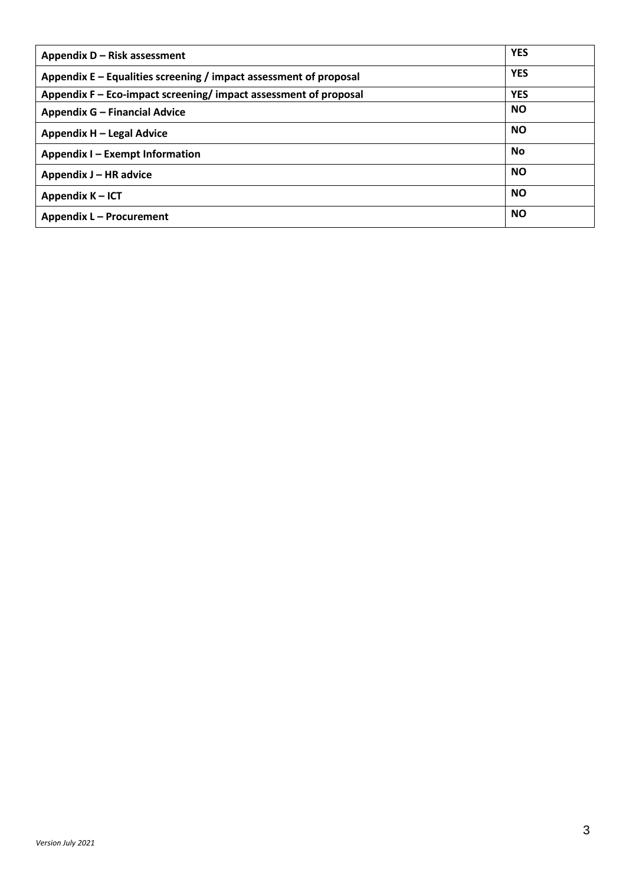| | |
|---|---|
| **Appendix D – Risk assessment** | **YES** |
| **Appendix E – Equalities screening / impact assessment of proposal** | **YES** |
| **Appendix F – Eco-impact screening/ impact assessment of proposal** | **YES** |
| **Appendix G – Financial Advice** | **NO** |
| **Appendix H – Legal Advice** | **NO** |
| **Appendix I – Exempt Information** | **No** |
| **Appendix J – HR advice** | **NO** |
| **Appendix K – ICT** | **NO** |
| **Appendix L – Procurement** | **NO** |